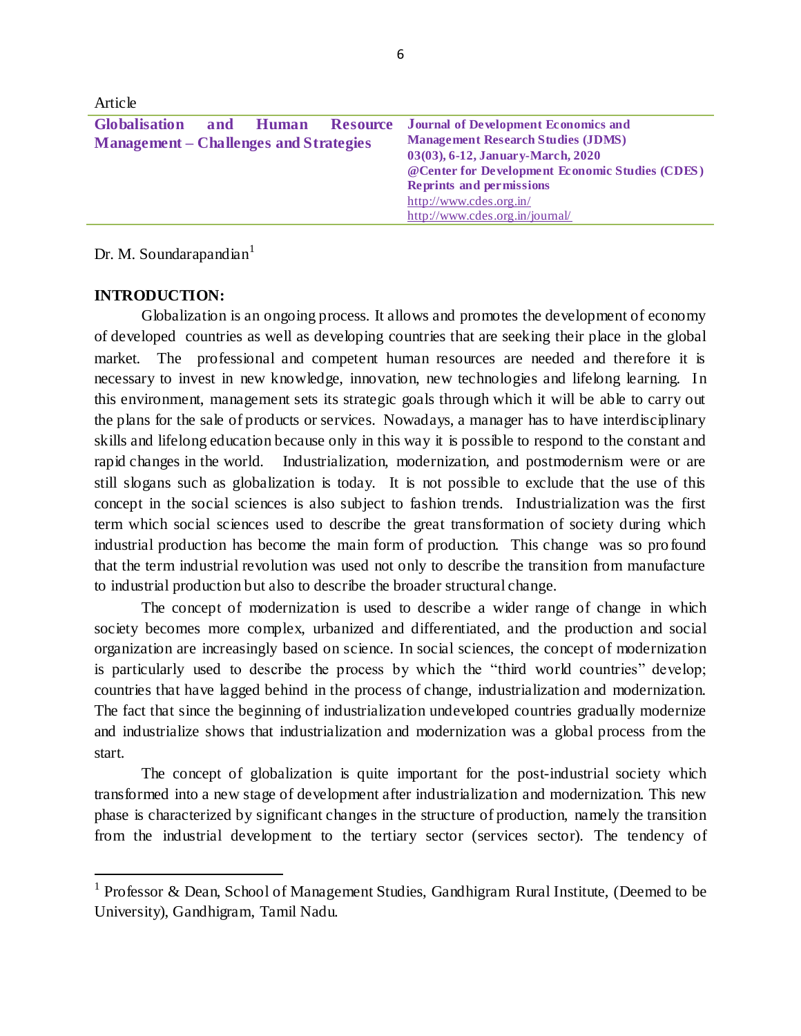Article

# Globalisation and Human Resource Management – Challenges and Strategies

**Journal of Development Economics and Management Research Studies (JDMS)**
**03(03), 6-12, January-March, 2020**
**@Center for Development Economic Studies (CDES)**
**Reprints and permissions**
http://www.cdes.org.in/
http://www.cdes.org.in/journal/

Dr. M. Soundarapandian[1]

## INTRODUCTION:

Globalization is an ongoing process. It allows and promotes the development of economy of developed countries as well as developing countries that are seeking their place in the global market. The professional and competent human resources are needed and therefore it is necessary to invest in new knowledge, innovation, new technologies and lifelong learning. In this environment, management sets its strategic goals through which it will be able to carry out the plans for the sale of products or services. Nowadays, a manager has to have interdisciplinary skills and lifelong education because only in this way it is possible to respond to the constant and rapid changes in the world. Industrialization, modernization, and postmodernism were or are still slogans such as globalization is today. It is not possible to exclude that the use of this concept in the social sciences is also subject to fashion trends. Industrialization was the first term which social sciences used to describe the great transformation of society during which industrial production has become the main form of production. This change was so profound that the term industrial revolution was used not only to describe the transition from manufacture to industrial production but also to describe the broader structural change.

The concept of modernization is used to describe a wider range of change in which society becomes more complex, urbanized and differentiated, and the production and social organization are increasingly based on science. In social sciences, the concept of modernization is particularly used to describe the process by which the "third world countries" develop; countries that have lagged behind in the process of change, industrialization and modernization. The fact that since the beginning of industrialization undeveloped countries gradually modernize and industrialize shows that industrialization and modernization was a global process from the start.

The concept of globalization is quite important for the post-industrial society which transformed into a new stage of development after industrialization and modernization. This new phase is characterized by significant changes in the structure of production, namely the transition from the industrial development to the tertiary sector (services sector). The tendency of

[1] Professor & Dean, School of Management Studies, Gandhigram Rural Institute, (Deemed to be University), Gandhigram, Tamil Nadu.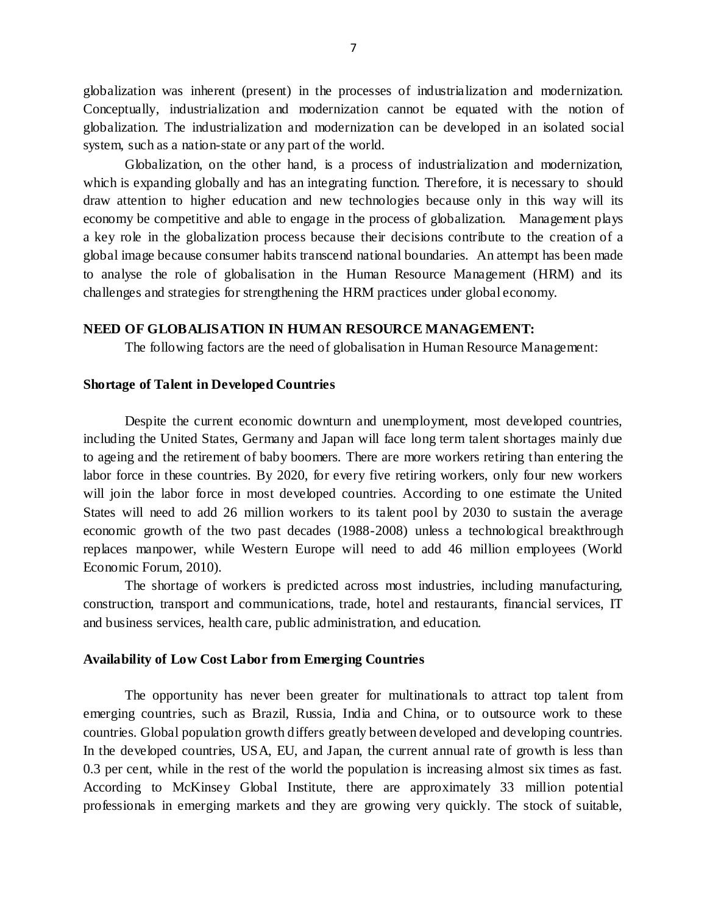globalization was inherent (present) in the processes of industrialization and modernization. Conceptually, industrialization and modernization cannot be equated with the notion of globalization. The industrialization and modernization can be developed in an isolated social system, such as a nation-state or any part of the world.

Globalization, on the other hand, is a process of industrialization and modernization, which is expanding globally and has an integrating function. Therefore, it is necessary to should draw attention to higher education and new technologies because only in this way will its economy be competitive and able to engage in the process of globalization. Management plays a key role in the globalization process because their decisions contribute to the creation of a global image because consumer habits transcend national boundaries. An attempt has been made to analyse the role of globalisation in the Human Resource Management (HRM) and its challenges and strategies for strengthening the HRM practices under global economy.

## NEED OF GLOBALISATION IN HUMAN RESOURCE MANAGEMENT:

The following factors are the need of globalisation in Human Resource Management:

### Shortage of Talent in Developed Countries

Despite the current economic downturn and unemployment, most developed countries, including the United States, Germany and Japan will face long term talent shortages mainly due to ageing and the retirement of baby boomers. There are more workers retiring than entering the labor force in these countries. By 2020, for every five retiring workers, only four new workers will join the labor force in most developed countries. According to one estimate the United States will need to add 26 million workers to its talent pool by 2030 to sustain the average economic growth of the two past decades (1988-2008) unless a technological breakthrough replaces manpower, while Western Europe will need to add 46 million employees (World Economic Forum, 2010).

The shortage of workers is predicted across most industries, including manufacturing, construction, transport and communications, trade, hotel and restaurants, financial services, IT and business services, health care, public administration, and education.

### Availability of Low Cost Labor from Emerging Countries

The opportunity has never been greater for multinationals to attract top talent from emerging countries, such as Brazil, Russia, India and China, or to outsource work to these countries. Global population growth differs greatly between developed and developing countries. In the developed countries, USA, EU, and Japan, the current annual rate of growth is less than 0.3 per cent, while in the rest of the world the population is increasing almost six times as fast. According to McKinsey Global Institute, there are approximately 33 million potential professionals in emerging markets and they are growing very quickly. The stock of suitable,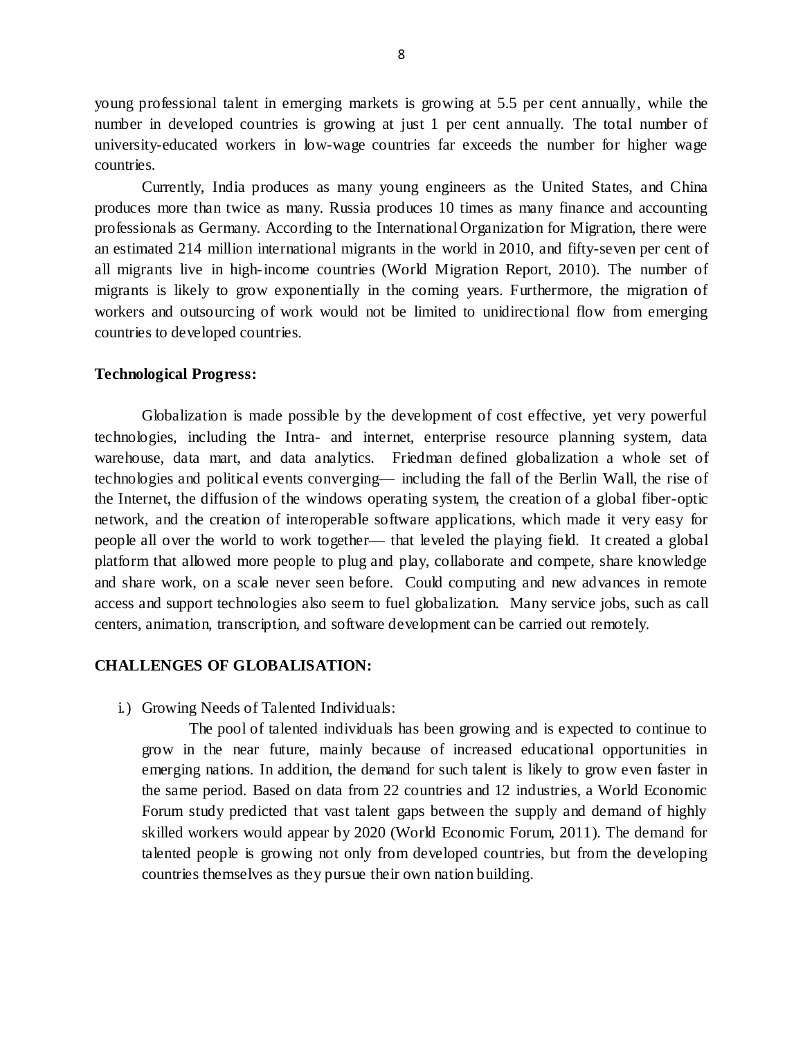young professional talent in emerging markets is growing at 5.5 per cent annually, while the number in developed countries is growing at just 1 per cent annually. The total number of university-educated workers in low-wage countries far exceeds the number for higher wage countries.

Currently, India produces as many young engineers as the United States, and China produces more than twice as many. Russia produces 10 times as many finance and accounting professionals as Germany. According to the International Organization for Migration, there were an estimated 214 million international migrants in the world in 2010, and fifty-seven per cent of all migrants live in high-income countries (World Migration Report, 2010). The number of migrants is likely to grow exponentially in the coming years. Furthermore, the migration of workers and outsourcing of work would not be limited to unidirectional flow from emerging countries to developed countries.

**Technological Progress:**

Globalization is made possible by the development of cost effective, yet very powerful technologies, including the Intra- and internet, enterprise resource planning system, data warehouse, data mart, and data analytics. Friedman defined globalization a whole set of technologies and political events converging— including the fall of the Berlin Wall, the rise of the Internet, the diffusion of the windows operating system, the creation of a global fiber-optic network, and the creation of interoperable software applications, which made it very easy for people all over the world to work together— that leveled the playing field. It created a global platform that allowed more people to plug and play, collaborate and compete, share knowledge and share work, on a scale never seen before. Could computing and new advances in remote access and support technologies also seem to fuel globalization. Many service jobs, such as call centers, animation, transcription, and software development can be carried out remotely.

**CHALLENGES OF GLOBALISATION:**

i.) Growing Needs of Talented Individuals:

The pool of talented individuals has been growing and is expected to continue to grow in the near future, mainly because of increased educational opportunities in emerging nations. In addition, the demand for such talent is likely to grow even faster in the same period. Based on data from 22 countries and 12 industries, a World Economic Forum study predicted that vast talent gaps between the supply and demand of highly skilled workers would appear by 2020 (World Economic Forum, 2011). The demand for talented people is growing not only from developed countries, but from the developing countries themselves as they pursue their own nation building.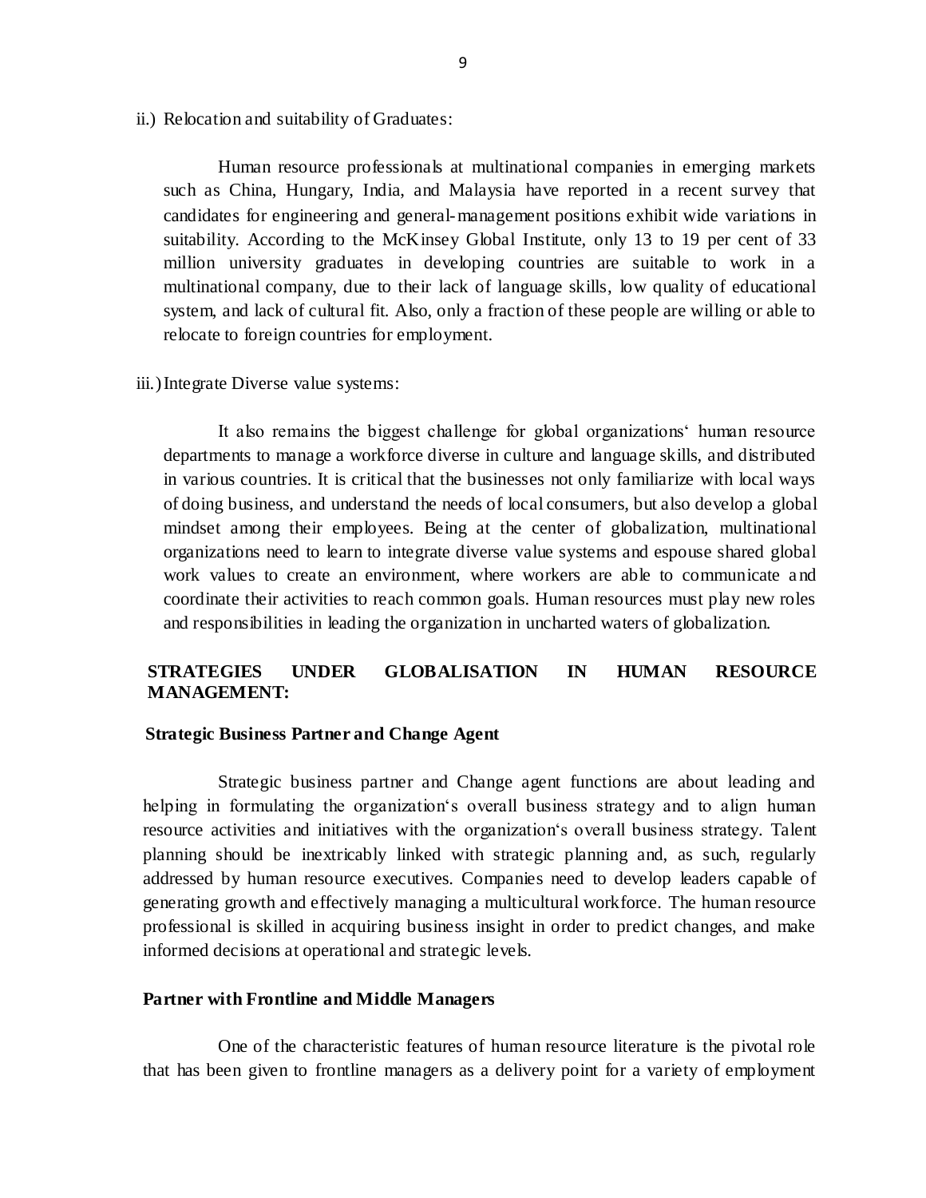ii.) Relocation and suitability of Graduates:

Human resource professionals at multinational companies in emerging markets such as China, Hungary, India, and Malaysia have reported in a recent survey that candidates for engineering and general-management positions exhibit wide variations in suitability. According to the McKinsey Global Institute, only 13 to 19 per cent of 33 million university graduates in developing countries are suitable to work in a multinational company, due to their lack of language skills, low quality of educational system, and lack of cultural fit. Also, only a fraction of these people are willing or able to relocate to foreign countries for employment.

iii.) Integrate Diverse value systems:

It also remains the biggest challenge for global organizations' human resource departments to manage a workforce diverse in culture and language skills, and distributed in various countries. It is critical that the businesses not only familiarize with local ways of doing business, and understand the needs of local consumers, but also develop a global mindset among their employees. Being at the center of globalization, multinational organizations need to learn to integrate diverse value systems and espouse shared global work values to create an environment, where workers are able to communicate and coordinate their activities to reach common goals. Human resources must play new roles and responsibilities in leading the organization in uncharted waters of globalization.

## STRATEGIES UNDER GLOBALISATION IN HUMAN RESOURCE MANAGEMENT:

### Strategic Business Partner and Change Agent

Strategic business partner and Change agent functions are about leading and helping in formulating the organization's overall business strategy and to align human resource activities and initiatives with the organization's overall business strategy. Talent planning should be inextricably linked with strategic planning and, as such, regularly addressed by human resource executives. Companies need to develop leaders capable of generating growth and effectively managing a multicultural workforce. The human resource professional is skilled in acquiring business insight in order to predict changes, and make informed decisions at operational and strategic levels.

### Partner with Frontline and Middle Managers

One of the characteristic features of human resource literature is the pivotal role that has been given to frontline managers as a delivery point for a variety of employment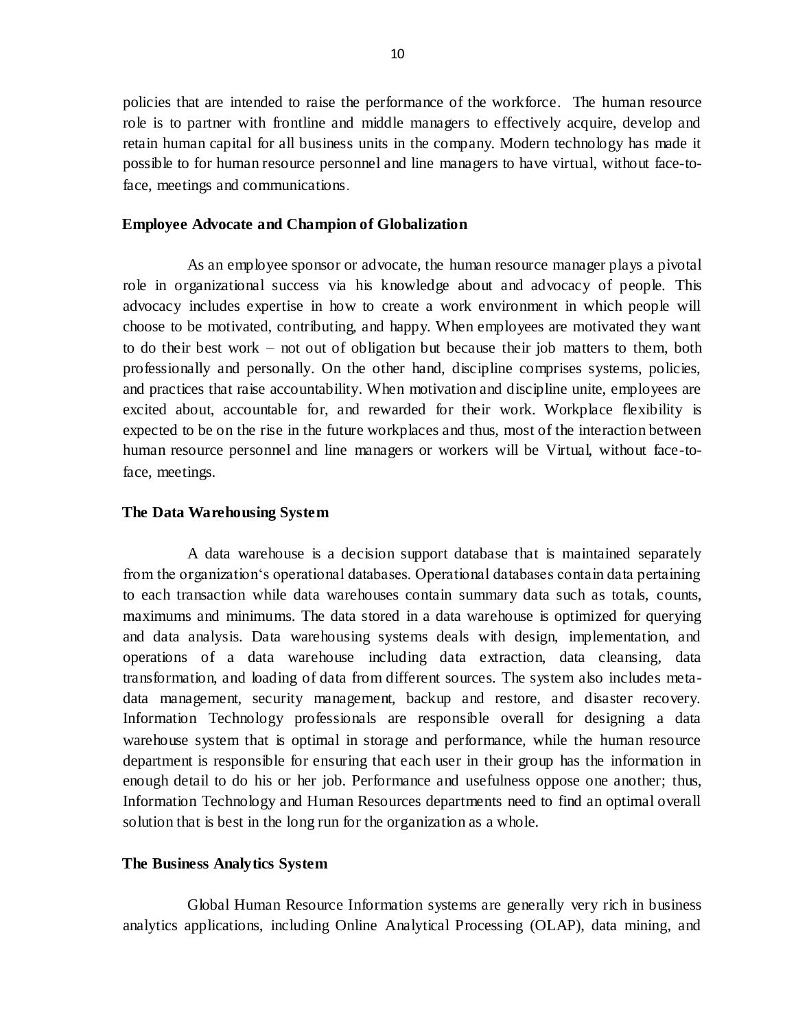policies that are intended to raise the performance of the workforce. The human resource role is to partner with frontline and middle managers to effectively acquire, develop and retain human capital for all business units in the company. Modern technology has made it possible to for human resource personnel and line managers to have virtual, without face-to-face, meetings and communications.

### Employee Advocate and Champion of Globalization

As an employee sponsor or advocate, the human resource manager plays a pivotal role in organizational success via his knowledge about and advocacy of people. This advocacy includes expertise in how to create a work environment in which people will choose to be motivated, contributing, and happy. When employees are motivated they want to do their best work – not out of obligation but because their job matters to them, both professionally and personally. On the other hand, discipline comprises systems, policies, and practices that raise accountability. When motivation and discipline unite, employees are excited about, accountable for, and rewarded for their work. Workplace flexibility is expected to be on the rise in the future workplaces and thus, most of the interaction between human resource personnel and line managers or workers will be Virtual, without face-to-face, meetings.

### The Data Warehousing System

A data warehouse is a decision support database that is maintained separately from the organization's operational databases. Operational databases contain data pertaining to each transaction while data warehouses contain summary data such as totals, counts, maximums and minimums. The data stored in a data warehouse is optimized for querying and data analysis. Data warehousing systems deals with design, implementation, and operations of a data warehouse including data extraction, data cleansing, data transformation, and loading of data from different sources. The system also includes meta-data management, security management, backup and restore, and disaster recovery. Information Technology professionals are responsible overall for designing a data warehouse system that is optimal in storage and performance, while the human resource department is responsible for ensuring that each user in their group has the information in enough detail to do his or her job. Performance and usefulness oppose one another; thus, Information Technology and Human Resources departments need to find an optimal overall solution that is best in the long run for the organization as a whole.

### The Business Analytics System

Global Human Resource Information systems are generally very rich in business analytics applications, including Online Analytical Processing (OLAP), data mining, and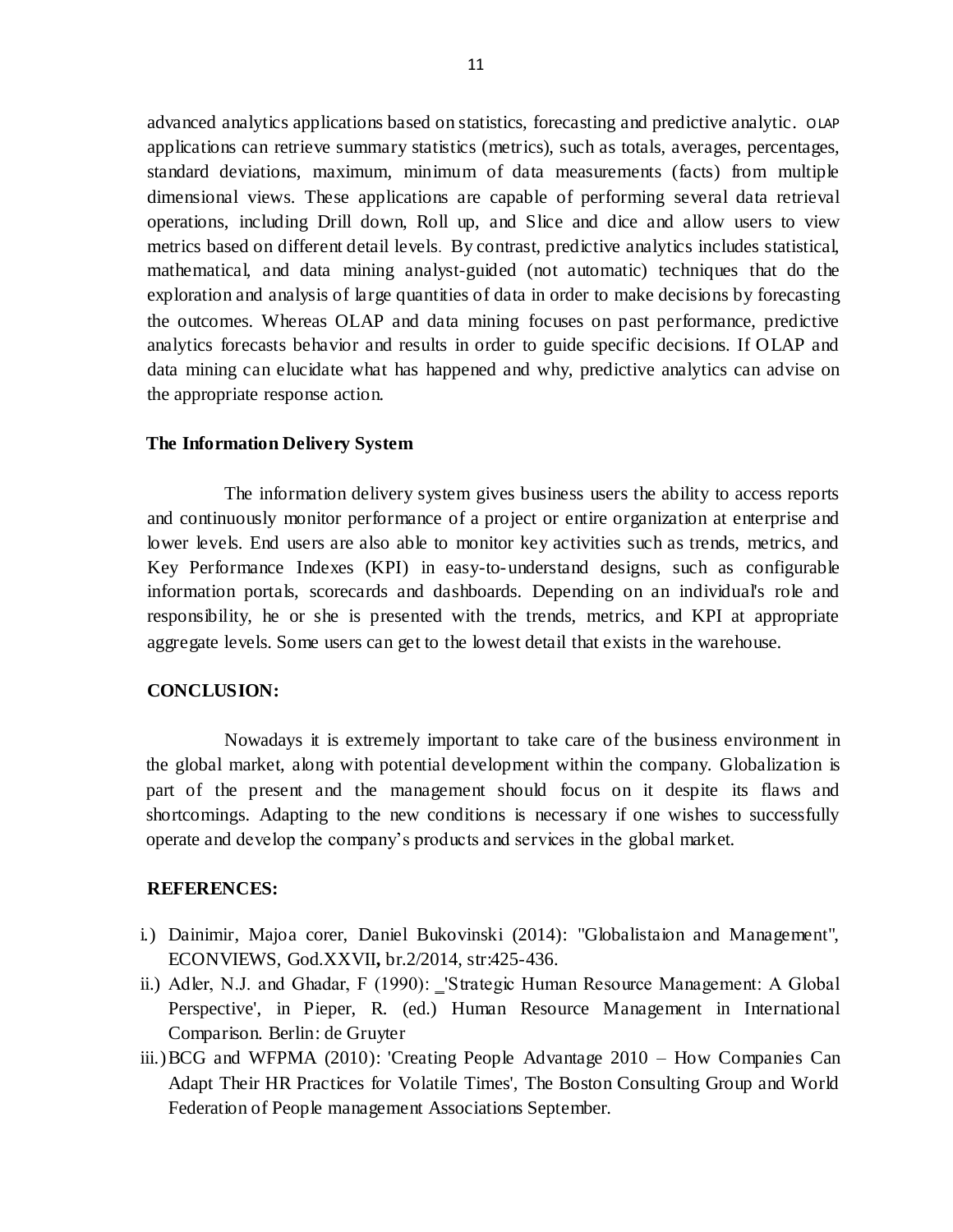advanced analytics applications based on statistics, forecasting and predictive analytic. OLAP applications can retrieve summary statistics (metrics), such as totals, averages, percentages, standard deviations, maximum, minimum of data measurements (facts) from multiple dimensional views. These applications are capable of performing several data retrieval operations, including Drill down, Roll up, and Slice and dice and allow users to view metrics based on different detail levels. By contrast, predictive analytics includes statistical, mathematical, and data mining analyst-guided (not automatic) techniques that do the exploration and analysis of large quantities of data in order to make decisions by forecasting the outcomes. Whereas OLAP and data mining focuses on past performance, predictive analytics forecasts behavior and results in order to guide specific decisions. If OLAP and data mining can elucidate what has happened and why, predictive analytics can advise on the appropriate response action.

**The Information Delivery System**

The information delivery system gives business users the ability to access reports and continuously monitor performance of a project or entire organization at enterprise and lower levels. End users are also able to monitor key activities such as trends, metrics, and Key Performance Indexes (KPI) in easy-to-understand designs, such as configurable information portals, scorecards and dashboards. Depending on an individual's role and responsibility, he or she is presented with the trends, metrics, and KPI at appropriate aggregate levels. Some users can get to the lowest detail that exists in the warehouse.

**CONCLUSION:**

Nowadays it is extremely important to take care of the business environment in the global market, along with potential development within the company. Globalization is part of the present and the management should focus on it despite its flaws and shortcomings. Adapting to the new conditions is necessary if one wishes to successfully operate and develop the company's products and services in the global market.

**REFERENCES:**

i.) Dainimir, Majoa corer, Daniel Bukovinski (2014): "Globalistaion and Management", ECONVIEWS, God.XXVII, br.2/2014, str:425-436.

ii.) Adler, N.J. and Ghadar, F (1990): _'Strategic Human Resource Management: A Global Perspective', in Pieper, R. (ed.) Human Resource Management in International Comparison. Berlin: de Gruyter

iii.) BCG and WFPMA (2010): 'Creating People Advantage 2010 – How Companies Can Adapt Their HR Practices for Volatile Times', The Boston Consulting Group and World Federation of People management Associations September.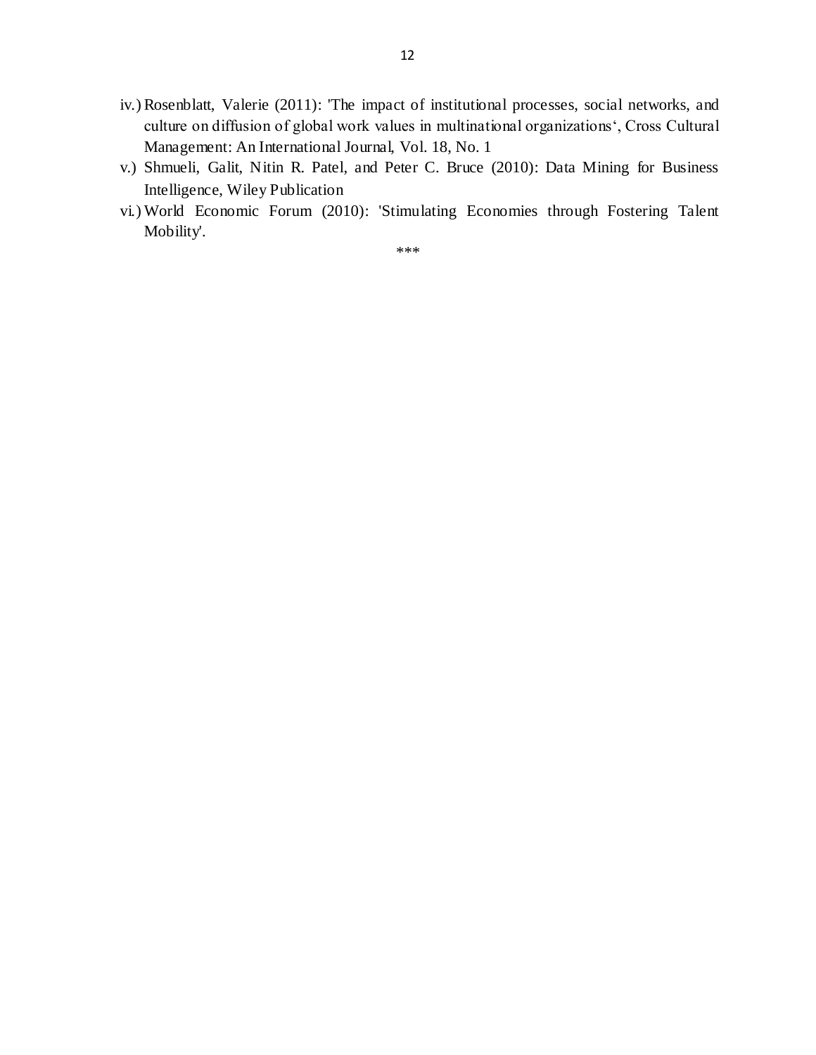iv.) Rosenblatt, Valerie (2011): 'The impact of institutional processes, social networks, and culture on diffusion of global work values in multinational organizations', Cross Cultural Management: An International Journal, Vol. 18, No. 1

v.) Shmueli, Galit, Nitin R. Patel, and Peter C. Bruce (2010): Data Mining for Business Intelligence, Wiley Publication

vi.) World Economic Forum (2010): 'Stimulating Economies through Fostering Talent Mobility'.

***